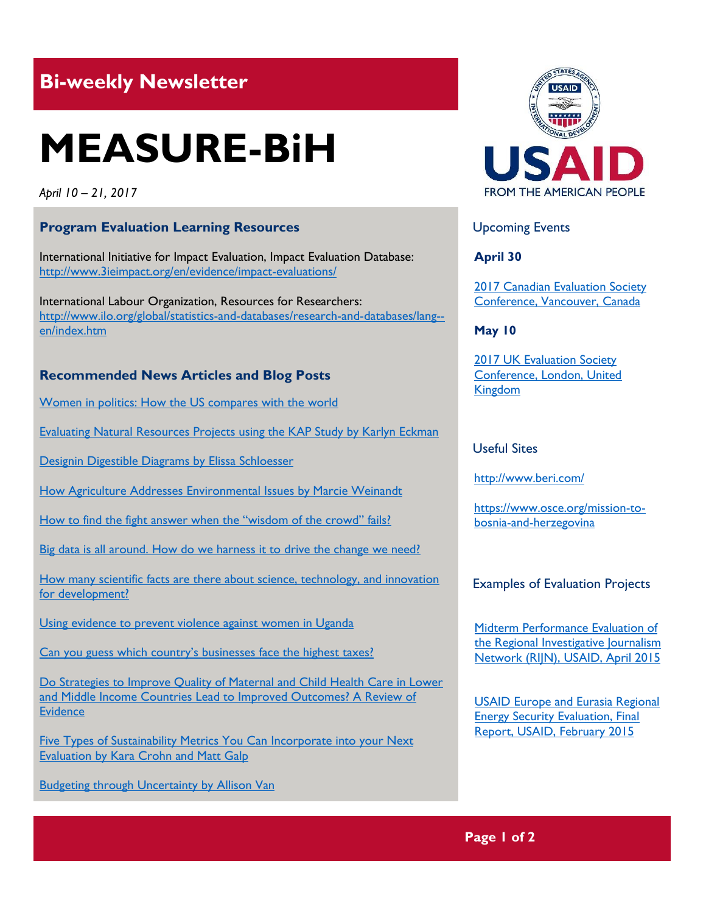## Bi-weekly Newsletter

# MEASURE-BiH

*April 10 – 21, 2017*

### Program Evaluation Learning Resources

International Initiative for Impact Evaluation, Impact Evaluation Database:
http://www.3ieimpact.org/en/evidence/impact-evaluations/

International Labour Organization, Resources for Researchers:
http://www.ilo.org/global/statistics-and-databases/research-and-databases/lang--en/index.htm

### Recommended News Articles and Blog Posts

Women in politics: How the US compares with the world

Evaluating Natural Resources Projects using the KAP Study by Karlyn Eckman

Designin Digestible Diagrams by Elissa Schloesser

How Agriculture Addresses Environmental Issues by Marcie Weinandt

How to find the fight answer when the "wisdom of the crowd" fails?

Big data is all around. How do we harness it to drive the change we need?

How many scientific facts are there about science, technology, and innovation for development?

Using evidence to prevent violence against women in Uganda

Can you guess which country's businesses face the highest taxes?

Do Strategies to Improve Quality of Maternal and Child Health Care in Lower and Middle Income Countries Lead to Improved Outcomes? A Review of Evidence

Five Types of Sustainability Metrics You Can Incorporate into your Next Evaluation by Kara Crohn and Matt Galp

Budgeting through Uncertainty by Allison Van

### Upcoming Events

**April 30**

2017 Canadian Evaluation Society Conference, Vancouver, Canada

**May 10**

2017 UK Evaluation Society Conference, London, United Kingdom

### Useful Sites

http://www.beri.com/

https://www.osce.org/mission-to-bosnia-and-herzegovina

### Examples of Evaluation Projects

Midterm Performance Evaluation of the Regional Investigative Journalism Network (RIJN), USAID, April 2015

USAID Europe and Eurasia Regional Energy Security Evaluation, Final Report, USAID, February 2015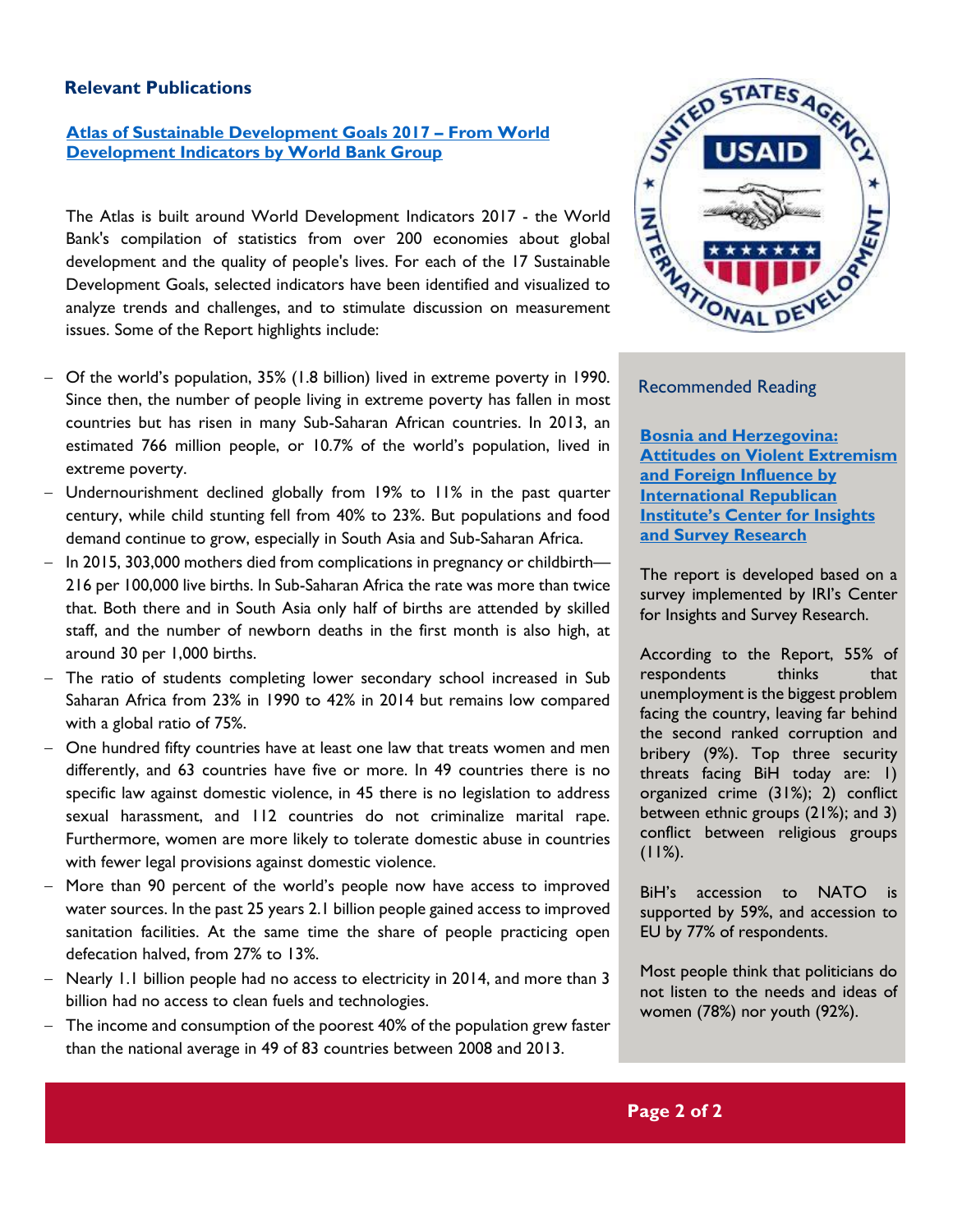## Relevant Publications

### **Atlas of Sustainable Development Goals 2017 – From World Development Indicators by World Bank Group**

The Atlas is built around World Development Indicators 2017 - the World Bank's compilation of statistics from over 200 economies about global development and the quality of people's lives. For each of the 17 Sustainable Development Goals, selected indicators have been identified and visualized to analyze trends and challenges, and to stimulate discussion on measurement issues. Some of the Report highlights include:

- Of the world's population, 35% (1.8 billion) lived in extreme poverty in 1990. Since then, the number of people living in extreme poverty has fallen in most countries but has risen in many Sub-Saharan African countries. In 2013, an estimated 766 million people, or 10.7% of the world's population, lived in extreme poverty.
- Undernourishment declined globally from 19% to 11% in the past quarter century, while child stunting fell from 40% to 23%. But populations and food demand continue to grow, especially in South Asia and Sub-Saharan Africa.
- In 2015, 303,000 mothers died from complications in pregnancy or childbirth—216 per 100,000 live births. In Sub-Saharan Africa the rate was more than twice that. Both there and in South Asia only half of births are attended by skilled staff, and the number of newborn deaths in the first month is also high, at around 30 per 1,000 births.
- The ratio of students completing lower secondary school increased in Sub Saharan Africa from 23% in 1990 to 42% in 2014 but remains low compared with a global ratio of 75%.
- One hundred fifty countries have at least one law that treats women and men differently, and 63 countries have five or more. In 49 countries there is no specific law against domestic violence, in 45 there is no legislation to address sexual harassment, and 112 countries do not criminalize marital rape. Furthermore, women are more likely to tolerate domestic abuse in countries with fewer legal provisions against domestic violence.
- More than 90 percent of the world's people now have access to improved water sources. In the past 25 years 2.1 billion people gained access to improved sanitation facilities. At the same time the share of people practicing open defecation halved, from 27% to 13%.
- Nearly 1.1 billion people had no access to electricity in 2014, and more than 3 billion had no access to clean fuels and technologies.
- The income and consumption of the poorest 40% of the population grew faster than the national average in 49 of 83 countries between 2008 and 2013.

## Recommended Reading

### **Bosnia and Herzegovina: Attitudes on Violent Extremism and Foreign Influence by International Republican Institute's Center for Insights and Survey Research**

The report is developed based on a survey implemented by IRI's Center for Insights and Survey Research.

According to the Report, 55% of respondents thinks that unemployment is the biggest problem facing the country, leaving far behind the second ranked corruption and bribery (9%). Top three security threats facing BiH today are: 1) organized crime (31%); 2) conflict between ethnic groups (21%); and 3) conflict between religious groups (11%).

BiH's accession to NATO is supported by 59%, and accession to EU by 77% of respondents.

Most people think that politicians do not listen to the needs and ideas of women (78%) nor youth (92%).